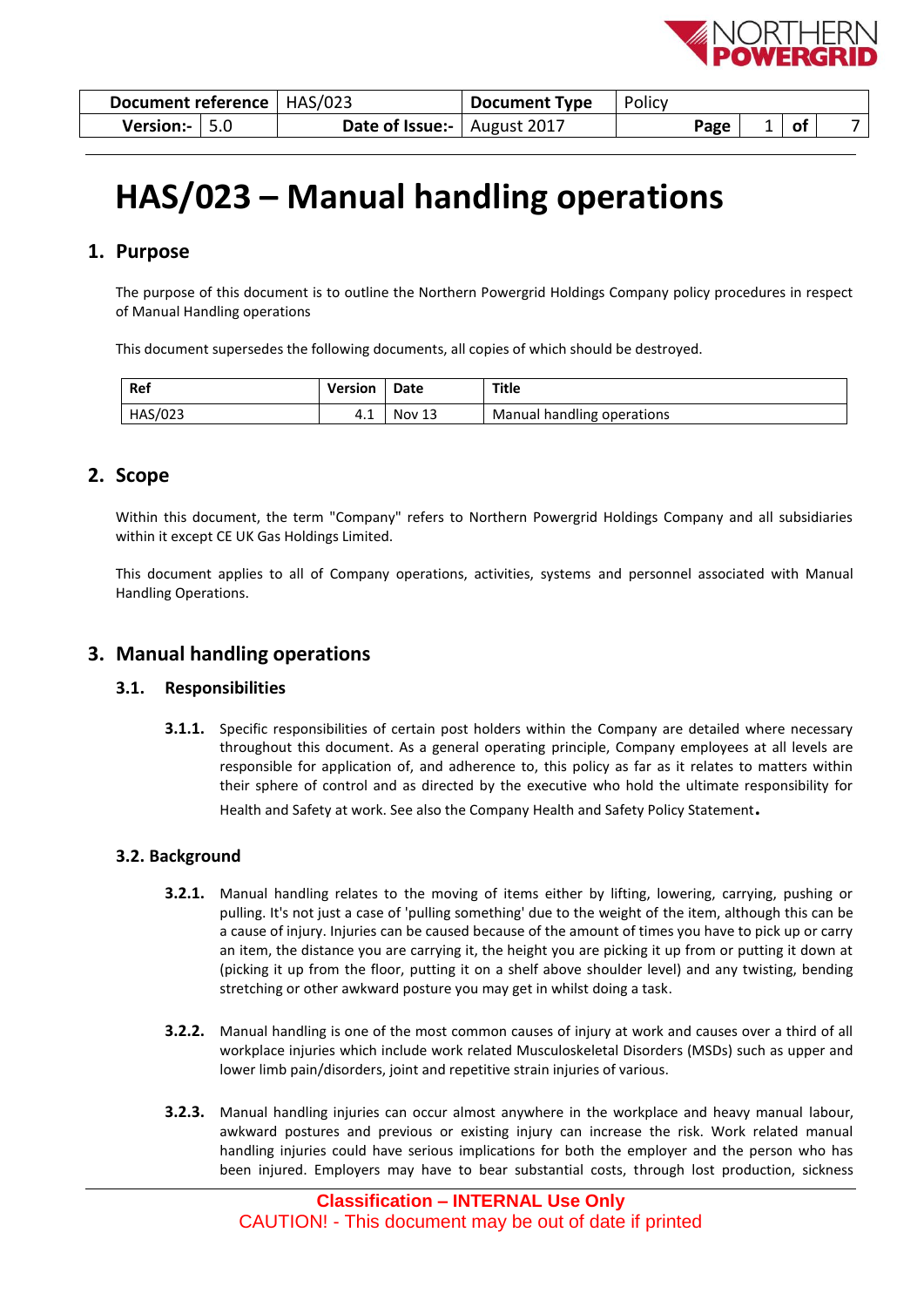| Document reference | HAS/023 | Document Type | Policy |
|---|---|---|---|
| Version:- 5.0 | Date of Issue:- | August 2017 | |

# HAS/023 – Manual handling operations

## 1. Purpose

The purpose of this document is to outline the Northern Powergrid Holdings Company policy procedures in respect of Manual Handling operations

This document supersedes the following documents, all copies of which should be destroyed.

| Ref | Version | Date | Title |
|---|---|---|---|
| HAS/023 | 4.1 | Nov 13 | Manual handling operations |

## 2. Scope

Within this document, the term "Company" refers to Northern Powergrid Holdings Company and all subsidiaries within it except CE UK Gas Holdings Limited.

This document applies to all of Company operations, activities, systems and personnel associated with Manual Handling Operations.

## 3. Manual handling operations

### 3.1. Responsibilities

**3.1.1.** Specific responsibilities of certain post holders within the Company are detailed where necessary throughout this document. As a general operating principle, Company employees at all levels are responsible for application of, and adherence to, this policy as far as it relates to matters within their sphere of control and as directed by the executive who hold the ultimate responsibility for Health and Safety at work. See also the Company Health and Safety Policy Statement.

### 3.2. Background

**3.2.1.** Manual handling relates to the moving of items either by lifting, lowering, carrying, pushing or pulling. It's not just a case of 'pulling something' due to the weight of the item, although this can be a cause of injury. Injuries can be caused because of the amount of times you have to pick up or carry an item, the distance you are carrying it, the height you are picking it up from or putting it down at (picking it up from the floor, putting it on a shelf above shoulder level) and any twisting, bending stretching or other awkward posture you may get in whilst doing a task.

**3.2.2.** Manual handling is one of the most common causes of injury at work and causes over a third of all workplace injuries which include work related Musculoskeletal Disorders (MSDs) such as upper and lower limb pain/disorders, joint and repetitive strain injuries of various.

**3.2.3.** Manual handling injuries can occur almost anywhere in the workplace and heavy manual labour, awkward postures and previous or existing injury can increase the risk. Work related manual handling injuries could have serious implications for both the employer and the person who has been injured. Employers may have to bear substantial costs, through lost production, sickness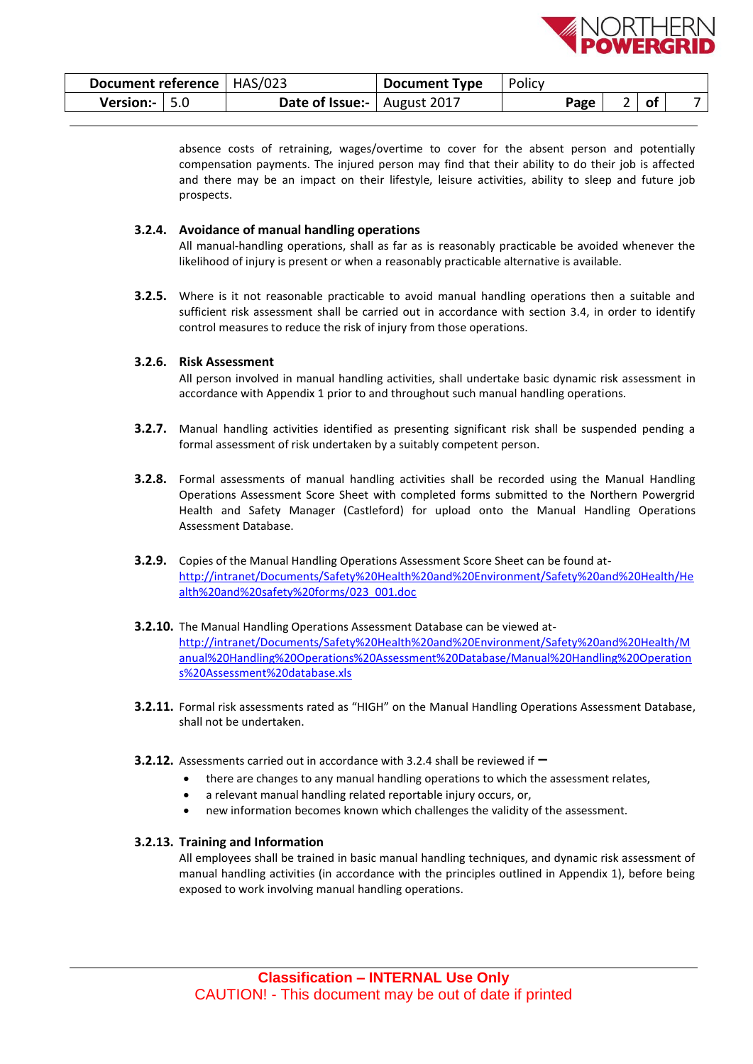absence costs of retraining, wages/overtime to cover for the absent person and potentially compensation payments. The injured person may find that their ability to do their job is affected and there may be an impact on their lifestyle, leisure activities, ability to sleep and future job prospects.

**3.2.4. Avoidance of manual handling operations**

All manual-handling operations, shall as far as is reasonably practicable be avoided whenever the likelihood of injury is present or when a reasonably practicable alternative is available.

**3.2.5.** Where is it not reasonable practicable to avoid manual handling operations then a suitable and sufficient risk assessment shall be carried out in accordance with section 3.4, in order to identify control measures to reduce the risk of injury from those operations.

**3.2.6. Risk Assessment**

All person involved in manual handling activities, shall undertake basic dynamic risk assessment in accordance with Appendix 1 prior to and throughout such manual handling operations.

**3.2.7.** Manual handling activities identified as presenting significant risk shall be suspended pending a formal assessment of risk undertaken by a suitably competent person.

**3.2.8.** Formal assessments of manual handling activities shall be recorded using the Manual Handling Operations Assessment Score Sheet with completed forms submitted to the Northern Powergrid Health and Safety Manager (Castleford) for upload onto the Manual Handling Operations Assessment Database.

**3.2.9.** Copies of the Manual Handling Operations Assessment Score Sheet can be found at- http://intranet/Documents/Safety%20Health%20and%20Environment/Safety%20and%20Health/Health%20and%20safety%20forms/023_001.doc

**3.2.10.** The Manual Handling Operations Assessment Database can be viewed at- http://intranet/Documents/Safety%20Health%20and%20Environment/Safety%20and%20Health/Manual%20Handling%20Operations%20Assessment%20Database/Manual%20Handling%20Operations%20Assessment%20database.xls

**3.2.11.** Formal risk assessments rated as "HIGH" on the Manual Handling Operations Assessment Database, shall not be undertaken.

**3.2.12.** Assessments carried out in accordance with 3.2.4 shall be reviewed if –

- there are changes to any manual handling operations to which the assessment relates,
- a relevant manual handling related reportable injury occurs, or,
- new information becomes known which challenges the validity of the assessment.

**3.2.13. Training and Information**

All employees shall be trained in basic manual handling techniques, and dynamic risk assessment of manual handling activities (in accordance with the principles outlined in Appendix 1), before being exposed to work involving manual handling operations.

**Classification – INTERNAL Use Only**

CAUTION! - This document may be out of date if printed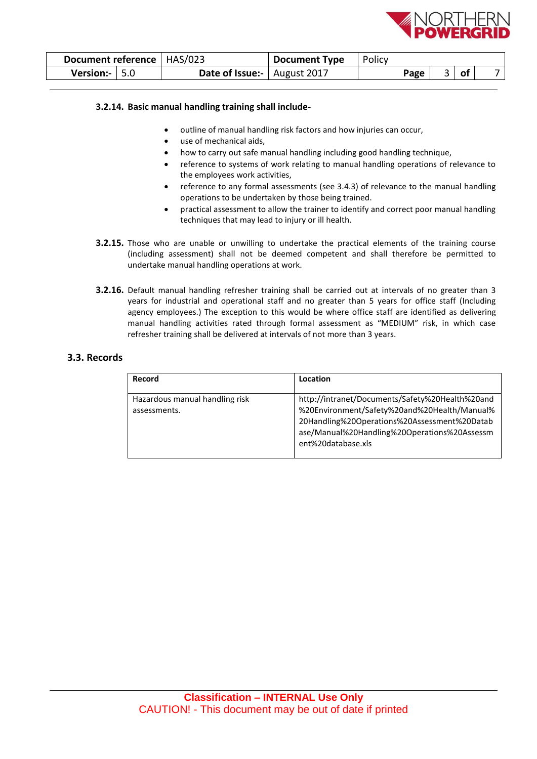#### 3.2.14. Basic manual handling training shall include-

- outline of manual handling risk factors and how injuries can occur,
- use of mechanical aids,
- how to carry out safe manual handling including good handling technique,
- reference to systems of work relating to manual handling operations of relevance to the employees work activities,
- reference to any formal assessments (see 3.4.3) of relevance to the manual handling operations to be undertaken by those being trained.
- practical assessment to allow the trainer to identify and correct poor manual handling techniques that may lead to injury or ill health.

**3.2.15.** Those who are unable or unwilling to undertake the practical elements of the training course (including assessment) shall not be deemed competent and shall therefore be permitted to undertake manual handling operations at work.

**3.2.16.** Default manual handling refresher training shall be carried out at intervals of no greater than 3 years for industrial and operational staff and no greater than 5 years for office staff (Including agency employees.) The exception to this would be where office staff are identified as delivering manual handling activities rated through formal assessment as "MEDIUM" risk, in which case refresher training shall be delivered at intervals of not more than 3 years.

### 3.3. Records

| Record | Location |
|---|---|
| Hazardous manual handling risk assessments. | http://intranet/Documents/Safety%20Health%20and%20Environment/Safety%20and%20Health/Manual%20Handling%20Operations%20Assessment%20Database/Manual%20Handling%20Operations%20Assessment%20database.xls |

**Classification – INTERNAL Use Only**

CAUTION! - This document may be out of date if printed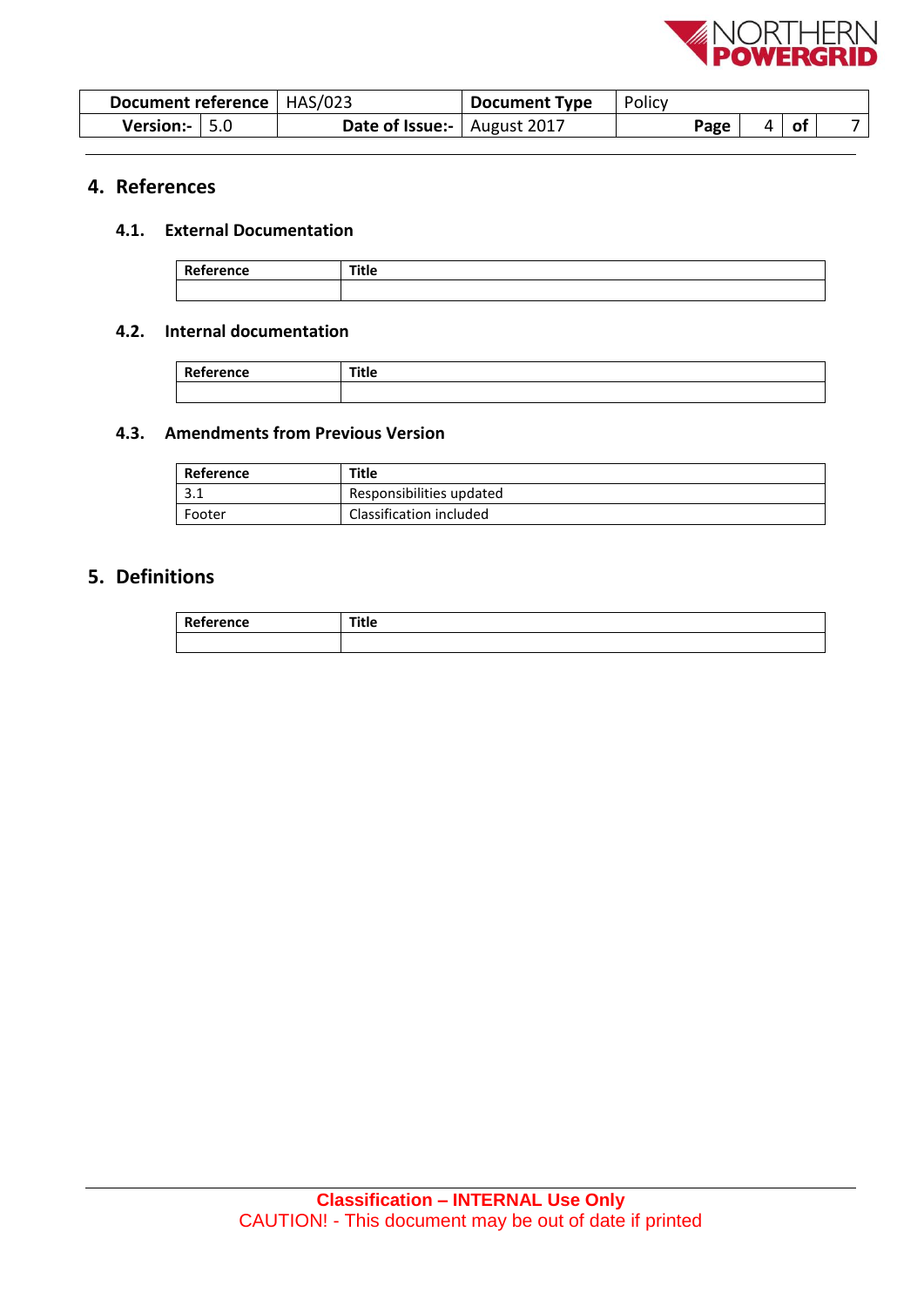## 4. References

### 4.1. External Documentation

| Reference | Title |
|---|---|
| | |

### 4.2. Internal documentation

| Reference | Title |
|---|---|
| | |

### 4.3. Amendments from Previous Version

| Reference | Title |
|---|---|
| 3.1 | Responsibilities updated |
| Footer | Classification included |

## 5. Definitions

| Reference | Title |
|---|---|
| | |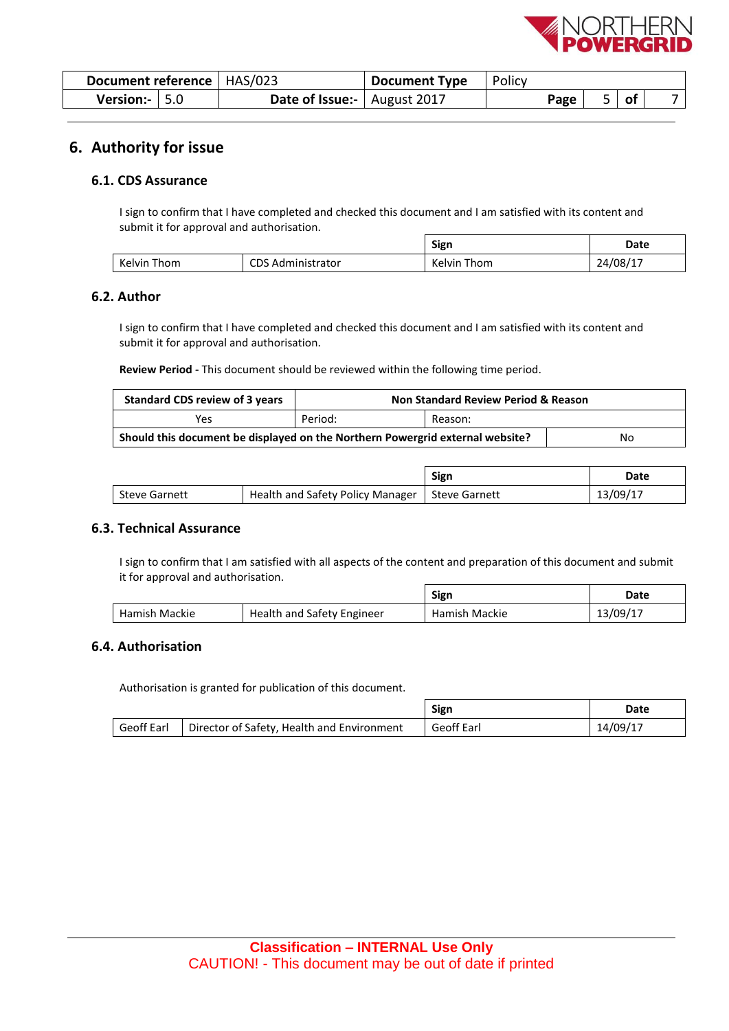## 6. Authority for issue

### 6.1. CDS Assurance

I sign to confirm that I have completed and checked this document and I am satisfied with its content and submit it for approval and authorisation.

| | | Sign | Date |
|---|---|---|---|
| Kelvin Thom | CDS Administrator | Kelvin Thom | 24/08/17 |

### 6.2. Author

I sign to confirm that I have completed and checked this document and I am satisfied with its content and submit it for approval and authorisation.

**Review Period -** This document should be reviewed within the following time period.

| Standard CDS review of 3 years | Non Standard Review Period & Reason | |
|---|---|---|
| Yes | Period: | Reason: |
| **Should this document be displayed on the Northern Powergrid external website?** | | No |

| | | Sign | Date |
|---|---|---|---|
| Steve Garnett | Health and Safety Policy Manager | Steve Garnett | 13/09/17 |

### 6.3. Technical Assurance

I sign to confirm that I am satisfied with all aspects of the content and preparation of this document and submit it for approval and authorisation.

| | | Sign | Date |
|---|---|---|---|
| Hamish Mackie | Health and Safety Engineer | Hamish Mackie | 13/09/17 |

### 6.4. Authorisation

Authorisation is granted for publication of this document.

| | | Sign | Date |
|---|---|---|---|
| Geoff Earl | Director of Safety, Health and Environment | Geoff Earl | 14/09/17 |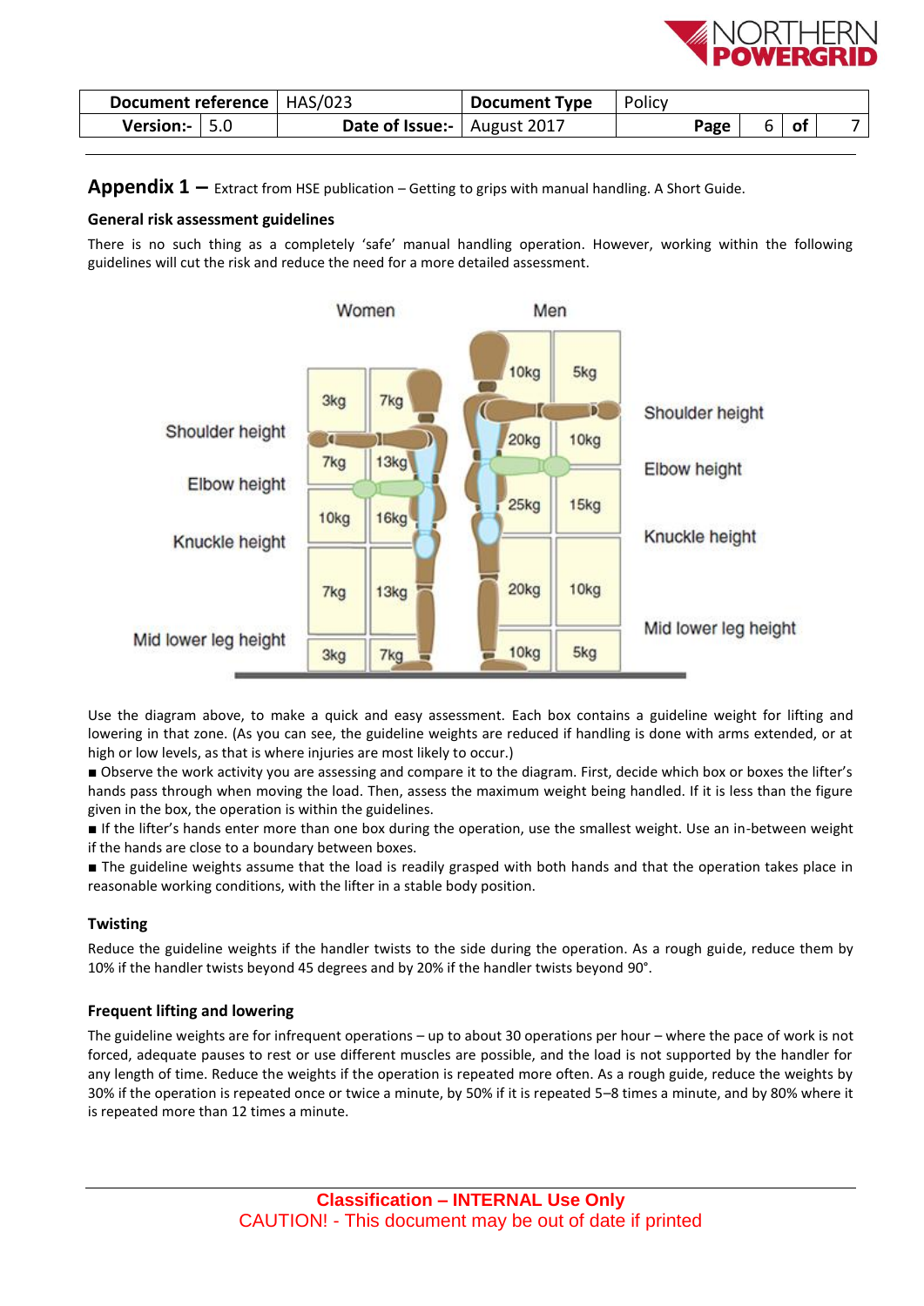## Appendix 1 – Extract from HSE publication – Getting to grips with manual handling. A Short Guide.

### General risk assessment guidelines

There is no such thing as a completely 'safe' manual handling operation. However, working within the following guidelines will cut the risk and reduce the need for a more detailed assessment.

| Zone | Women | | Men | |
|---|---|---|---|---|
| Above shoulder height | 3kg | 7kg | 10kg | 5kg |
| Shoulder height to elbow height | 7kg | 13kg | 20kg | 10kg |
| Elbow height to knuckle height | 10kg | 16kg | 25kg | 15kg |
| Knuckle height to mid lower leg height | 7kg | 13kg | 20kg | 10kg |
| Below mid lower leg height | 3kg | 7kg | 10kg | 5kg |

Use the diagram above, to make a quick and easy assessment. Each box contains a guideline weight for lifting and lowering in that zone. (As you can see, the guideline weights are reduced if handling is done with arms extended, or at high or low levels, as that is where injuries are most likely to occur.)

- Observe the work activity you are assessing and compare it to the diagram. First, decide which box or boxes the lifter's hands pass through when moving the load. Then, assess the maximum weight being handled. If it is less than the figure given in the box, the operation is within the guidelines.
- If the lifter's hands enter more than one box during the operation, use the smallest weight. Use an in-between weight if the hands are close to a boundary between boxes.
- The guideline weights assume that the load is readily grasped with both hands and that the operation takes place in reasonable working conditions, with the lifter in a stable body position.

### Twisting

Reduce the guideline weights if the handler twists to the side during the operation. As a rough guide, reduce them by 10% if the handler twists beyond 45 degrees and by 20% if the handler twists beyond 90°.

### Frequent lifting and lowering

The guideline weights are for infrequent operations – up to about 30 operations per hour – where the pace of work is not forced, adequate pauses to rest or use different muscles are possible, and the load is not supported by the handler for any length of time. Reduce the weights if the operation is repeated more often. As a rough guide, reduce the weights by 30% if the operation is repeated once or twice a minute, by 50% if it is repeated 5–8 times a minute, and by 80% where it is repeated more than 12 times a minute.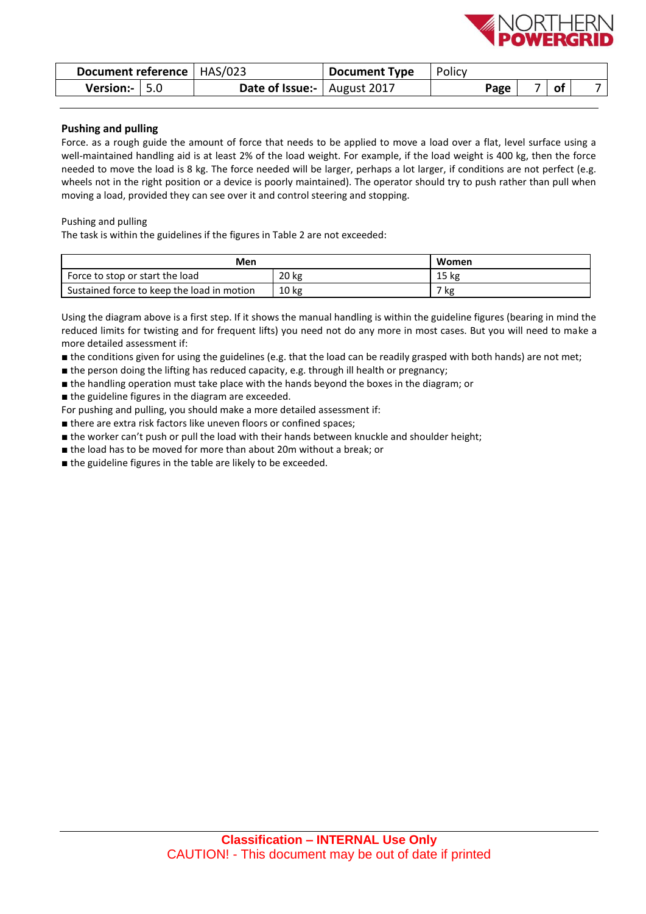**Pushing and pulling**

Force. as a rough guide the amount of force that needs to be applied to move a load over a flat, level surface using a well-maintained handling aid is at least 2% of the load weight. For example, if the load weight is 400 kg, then the force needed to move the load is 8 kg. The force needed will be larger, perhaps a lot larger, if conditions are not perfect (e.g. wheels not in the right position or a device is poorly maintained). The operator should try to push rather than pull when moving a load, provided they can see over it and control steering and stopping.

Pushing and pulling

The task is within the guidelines if the figures in Table 2 are not exceeded:

| Men | | Women |
|---|---|---|
| Force to stop or start the load | 20 kg | 15 kg |
| Sustained force to keep the load in motion | 10 kg | 7 kg |

Using the diagram above is a first step. If it shows the manual handling is within the guideline figures (bearing in mind the reduced limits for twisting and for frequent lifts) you need not do any more in most cases. But you will need to make a more detailed assessment if:

- the conditions given for using the guidelines (e.g. that the load can be readily grasped with both hands) are not met;
- the person doing the lifting has reduced capacity, e.g. through ill health or pregnancy;
- the handling operation must take place with the hands beyond the boxes in the diagram; or
- the guideline figures in the diagram are exceeded.

For pushing and pulling, you should make a more detailed assessment if:

- there are extra risk factors like uneven floors or confined spaces;
- the worker can't push or pull the load with their hands between knuckle and shoulder height;
- the load has to be moved for more than about 20m without a break; or
- the guideline figures in the table are likely to be exceeded.